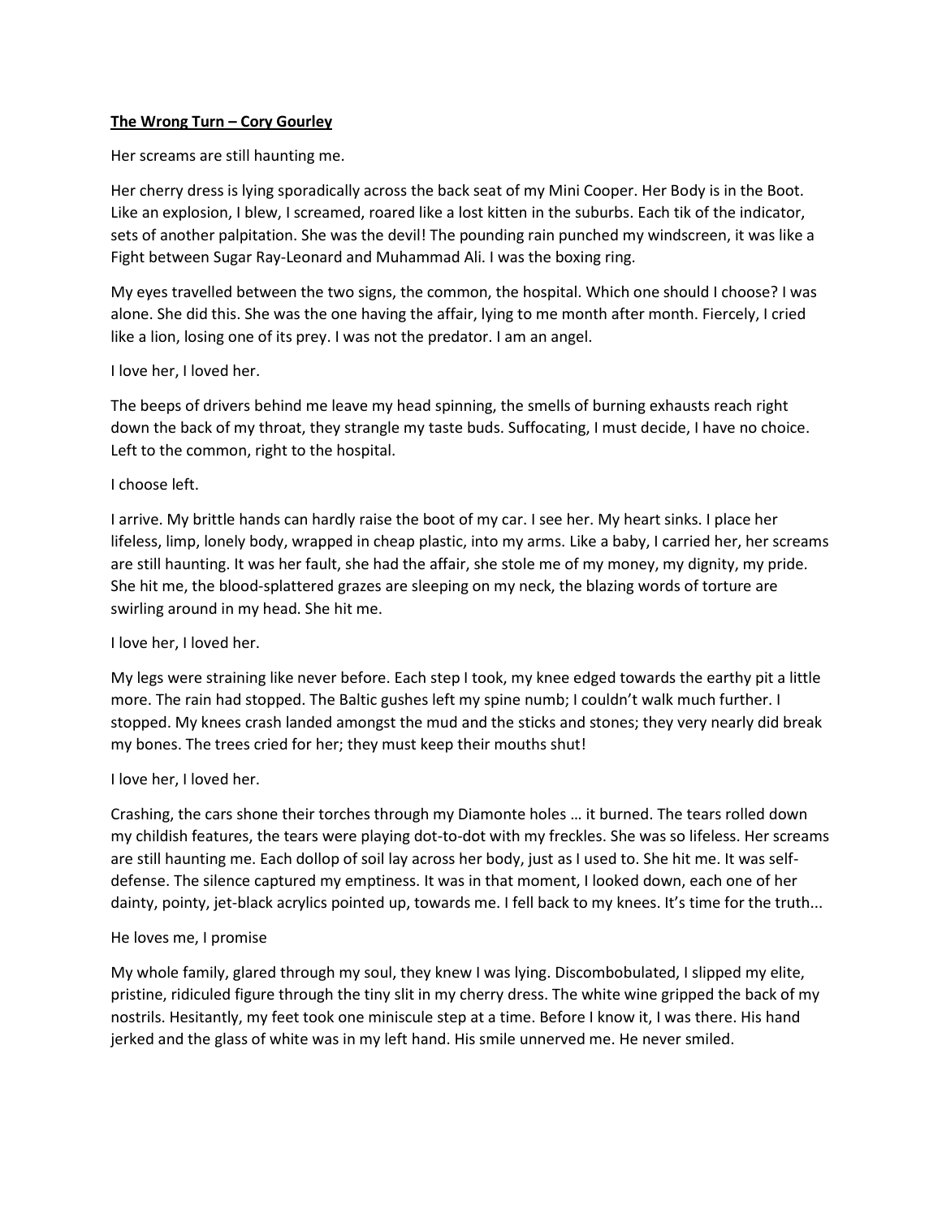**<u>The Wrong Turn – Cory Gourley</u>**

Her screams are still haunting me.

Her cherry dress is lying sporadically across the back seat of my Mini Cooper. Her Body is in the Boot. Like an explosion, I blew, I screamed, roared like a lost kitten in the suburbs. Each tik of the indicator, sets of another palpitation. She was the devil! The pounding rain punched my windscreen, it was like a Fight between Sugar Ray-Leonard and Muhammad Ali. I was the boxing ring.

My eyes travelled between the two signs, the common, the hospital. Which one should I choose? I was alone. She did this. She was the one having the affair, lying to me month after month. Fiercely, I cried like a lion, losing one of its prey. I was not the predator. I am an angel.

I love her, I loved her.

The beeps of drivers behind me leave my head spinning, the smells of burning exhausts reach right down the back of my throat, they strangle my taste buds. Suffocating, I must decide, I have no choice. Left to the common, right to the hospital.

I choose left.

I arrive. My brittle hands can hardly raise the boot of my car. I see her. My heart sinks. I place her lifeless, limp, lonely body, wrapped in cheap plastic, into my arms. Like a baby, I carried her, her screams are still haunting. It was her fault, she had the affair, she stole me of my money, my dignity, my pride. She hit me, the blood-splattered grazes are sleeping on my neck, the blazing words of torture are swirling around in my head. She hit me.

I love her, I loved her.

My legs were straining like never before. Each step I took, my knee edged towards the earthy pit a little more. The rain had stopped. The Baltic gushes left my spine numb; I couldn't walk much further. I stopped. My knees crash landed amongst the mud and the sticks and stones; they very nearly did break my bones. The trees cried for her; they must keep their mouths shut!

I love her, I loved her.

Crashing, the cars shone their torches through my Diamonte holes … it burned. The tears rolled down my childish features, the tears were playing dot-to-dot with my freckles. She was so lifeless. Her screams are still haunting me. Each dollop of soil lay across her body, just as I used to. She hit me. It was self-defense. The silence captured my emptiness. It was in that moment, I looked down, each one of her dainty, pointy, jet-black acrylics pointed up, towards me. I fell back to my knees. It's time for the truth...

He loves me, I promise

My whole family, glared through my soul, they knew I was lying. Discombobulated, I slipped my elite, pristine, ridiculed figure through the tiny slit in my cherry dress. The white wine gripped the back of my nostrils. Hesitantly, my feet took one miniscule step at a time. Before I know it, I was there. His hand jerked and the glass of white was in my left hand. His smile unnerved me. He never smiled.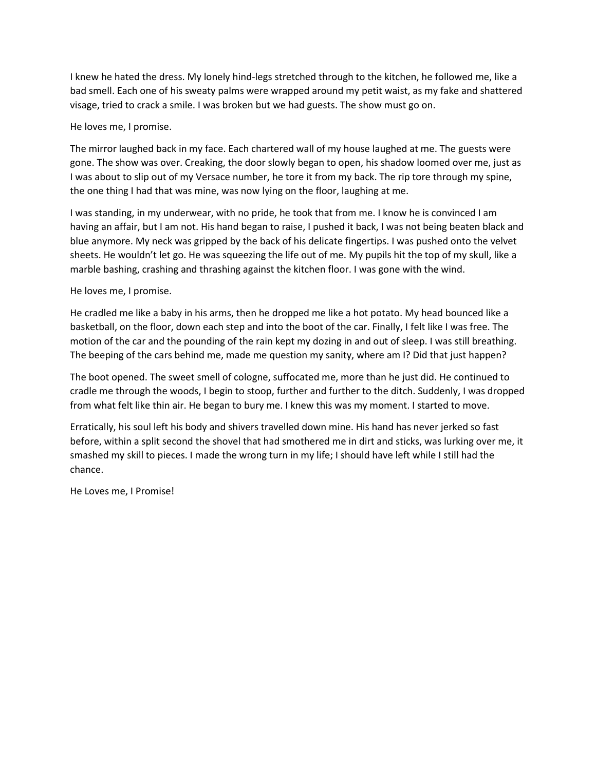I knew he hated the dress. My lonely hind-legs stretched through to the kitchen, he followed me, like a bad smell. Each one of his sweaty palms were wrapped around my petit waist, as my fake and shattered visage, tried to crack a smile. I was broken but we had guests. The show must go on.

He loves me, I promise.

The mirror laughed back in my face. Each chartered wall of my house laughed at me. The guests were gone. The show was over. Creaking, the door slowly began to open, his shadow loomed over me, just as I was about to slip out of my Versace number, he tore it from my back. The rip tore through my spine, the one thing I had that was mine, was now lying on the floor, laughing at me.

I was standing, in my underwear, with no pride, he took that from me. I know he is convinced I am having an affair, but I am not. His hand began to raise, I pushed it back, I was not being beaten black and blue anymore. My neck was gripped by the back of his delicate fingertips. I was pushed onto the velvet sheets. He wouldn't let go. He was squeezing the life out of me. My pupils hit the top of my skull, like a marble bashing, crashing and thrashing against the kitchen floor. I was gone with the wind.

He loves me, I promise.

He cradled me like a baby in his arms, then he dropped me like a hot potato. My head bounced like a basketball, on the floor, down each step and into the boot of the car. Finally, I felt like I was free. The motion of the car and the pounding of the rain kept my dozing in and out of sleep. I was still breathing. The beeping of the cars behind me, made me question my sanity, where am I? Did that just happen?

The boot opened. The sweet smell of cologne, suffocated me, more than he just did. He continued to cradle me through the woods, I begin to stoop, further and further to the ditch. Suddenly, I was dropped from what felt like thin air. He began to bury me. I knew this was my moment. I started to move.

Erratically, his soul left his body and shivers travelled down mine. His hand has never jerked so fast before, within a split second the shovel that had smothered me in dirt and sticks, was lurking over me, it smashed my skill to pieces. I made the wrong turn in my life; I should have left while I still had the chance.

He Loves me, I Promise!